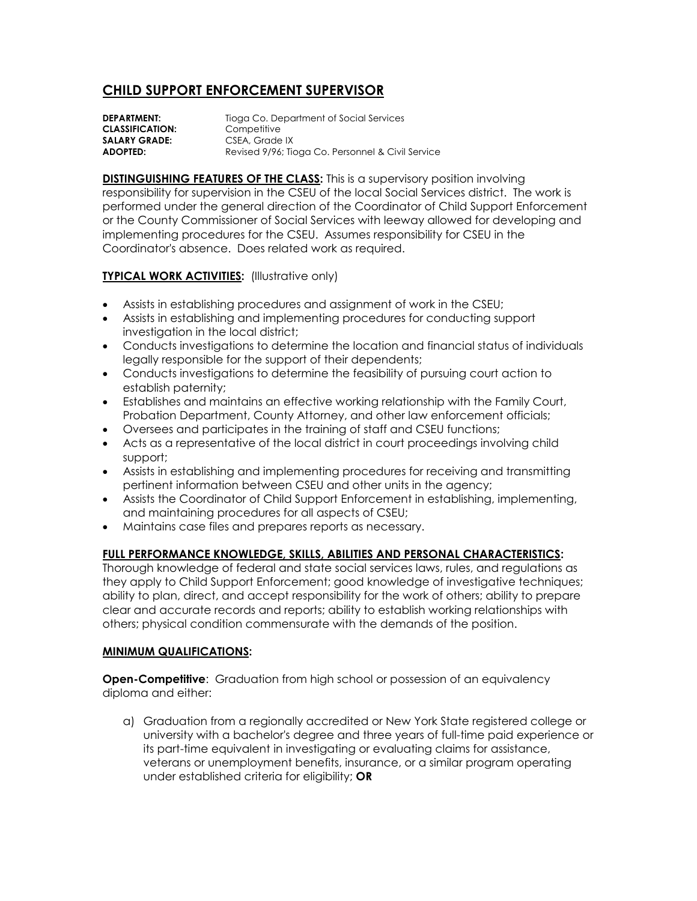# CHILD SUPPORT ENFORCEMENT SUPERVISOR

**DEPARTMENT:** Tioga Co. Department of Social Services
**CLASSIFICATION:** Competitive
**SALARY GRADE:** CSEA, Grade IX
**ADOPTED:** Revised 9/96; Tioga Co. Personnel & Civil Service

**DISTINGUISHING FEATURES OF THE CLASS:** This is a supervisory position involving responsibility for supervision in the CSEU of the local Social Services district. The work is performed under the general direction of the Coordinator of Child Support Enforcement or the County Commissioner of Social Services with leeway allowed for developing and implementing procedures for the CSEU. Assumes responsibility for CSEU in the Coordinator's absence. Does related work as required.

**TYPICAL WORK ACTIVITIES:** (Illustrative only)

- Assists in establishing procedures and assignment of work in the CSEU;
- Assists in establishing and implementing procedures for conducting support investigation in the local district;
- Conducts investigations to determine the location and financial status of individuals legally responsible for the support of their dependents;
- Conducts investigations to determine the feasibility of pursuing court action to establish paternity;
- Establishes and maintains an effective working relationship with the Family Court, Probation Department, County Attorney, and other law enforcement officials;
- Oversees and participates in the training of staff and CSEU functions;
- Acts as a representative of the local district in court proceedings involving child support;
- Assists in establishing and implementing procedures for receiving and transmitting pertinent information between CSEU and other units in the agency;
- Assists the Coordinator of Child Support Enforcement in establishing, implementing, and maintaining procedures for all aspects of CSEU;
- Maintains case files and prepares reports as necessary.

**FULL PERFORMANCE KNOWLEDGE, SKILLS, ABILITIES AND PERSONAL CHARACTERISTICS:**
Thorough knowledge of federal and state social services laws, rules, and regulations as they apply to Child Support Enforcement; good knowledge of investigative techniques; ability to plan, direct, and accept responsibility for the work of others; ability to prepare clear and accurate records and reports; ability to establish working relationships with others; physical condition commensurate with the demands of the position.

**MINIMUM QUALIFICATIONS:**

**Open-Competitive**: Graduation from high school or possession of an equivalency diploma and either:

a) Graduation from a regionally accredited or New York State registered college or university with a bachelor's degree and three years of full-time paid experience or its part-time equivalent in investigating or evaluating claims for assistance, veterans or unemployment benefits, insurance, or a similar program operating under established criteria for eligibility; **OR**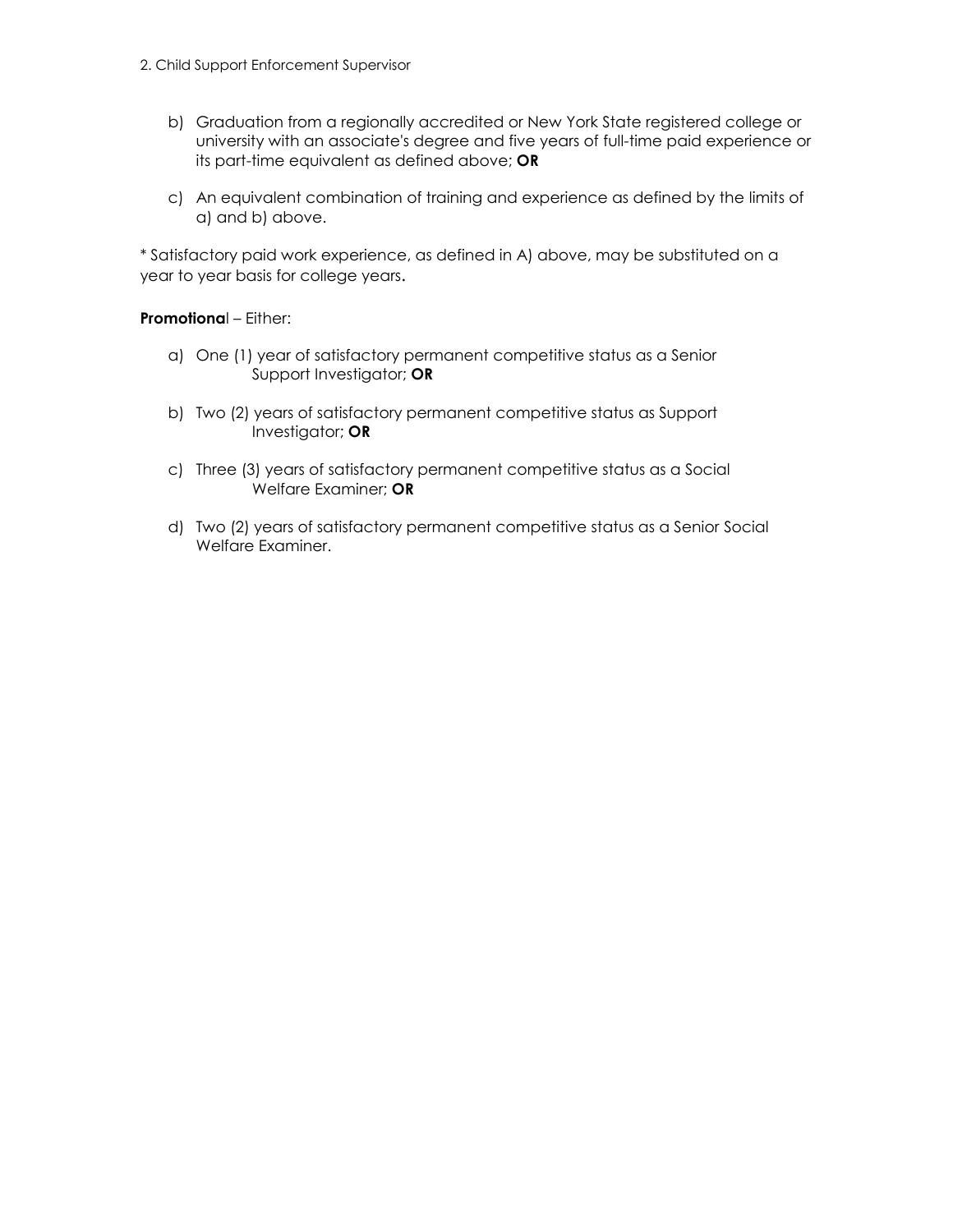b) Graduation from a regionally accredited or New York State registered college or university with an associate's degree and five years of full-time paid experience or its part-time equivalent as defined above; **OR**

c) An equivalent combination of training and experience as defined by the limits of a) and b) above.

* Satisfactory paid work experience, as defined in A) above, may be substituted on a year to year basis for college years**.**

**Promotiona**l – Either:

a) One (1) year of satisfactory permanent competitive status as a Senior Support Investigator; **OR**

b) Two (2) years of satisfactory permanent competitive status as Support Investigator; **OR**

c) Three (3) years of satisfactory permanent competitive status as a Social Welfare Examiner; **OR**

d) Two (2) years of satisfactory permanent competitive status as a Senior Social Welfare Examiner.